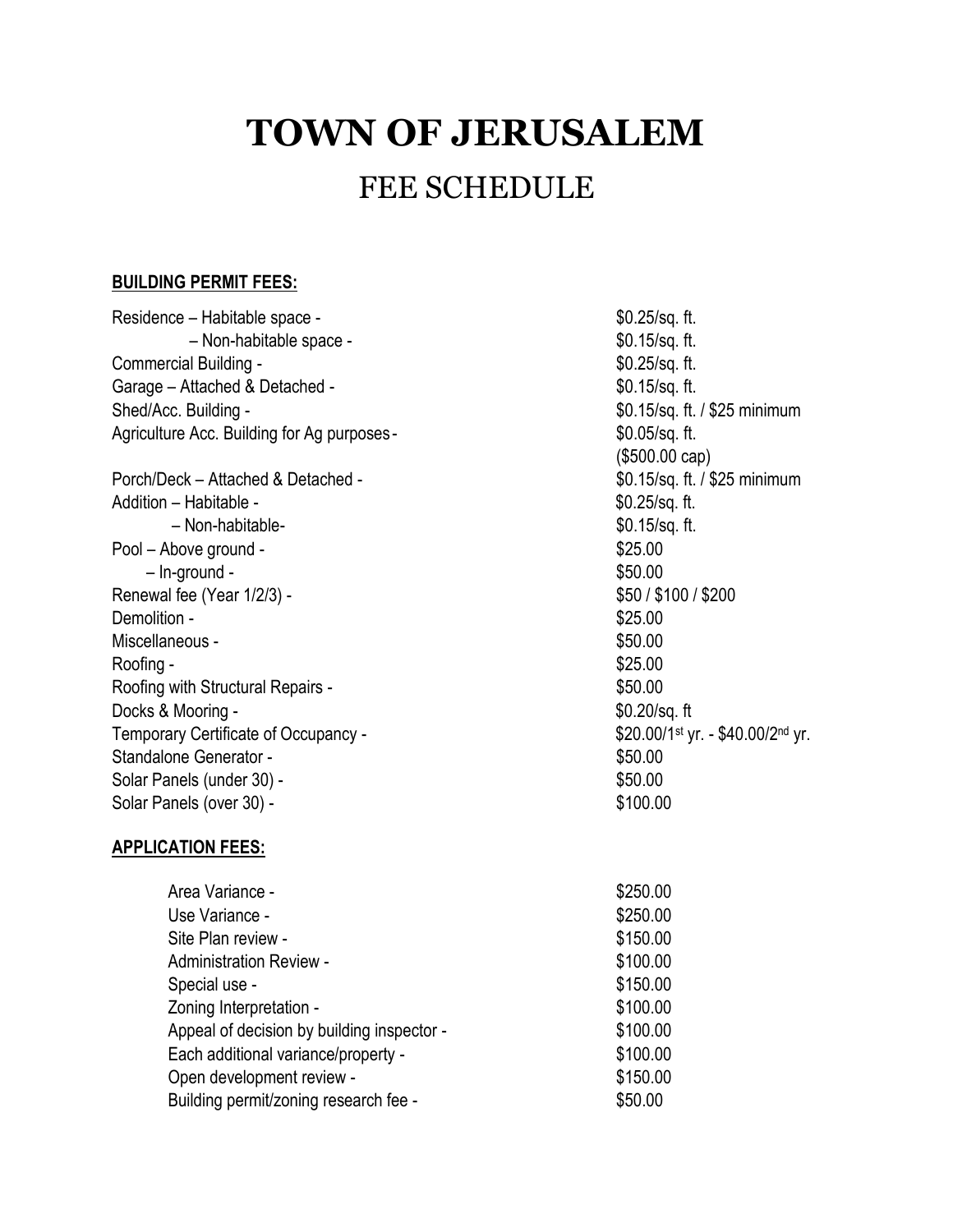# TOWN OF JERUSALEM

## FEE SCHEDULE

**BUILDING PERMIT FEES:**

| | |
|---|---|
| Residence – Habitable space - | $0.25/sq. ft. |
| – Non-habitable space - | $0.15/sq. ft. |
| Commercial Building - | $0.25/sq. ft. |
| Garage – Attached & Detached - | $0.15/sq. ft. |
| Shed/Acc. Building - | $0.15/sq. ft. / $25 minimum |
| Agriculture Acc. Building for Ag purposes - | $0.05/sq. ft. ($500.00 cap) |
| Porch/Deck – Attached & Detached - | $0.15/sq. ft. / $25 minimum |
| Addition – Habitable - | $0.25/sq. ft. |
| – Non-habitable- | $0.15/sq. ft. |
| Pool – Above ground - | $25.00 |
| – In-ground - | $50.00 |
| Renewal fee (Year 1/2/3) - | $50 / $100 / $200 |
| Demolition - | $25.00 |
| Miscellaneous - | $50.00 |
| Roofing - | $25.00 |
| Roofing with Structural Repairs - | $50.00 |
| Docks & Mooring - | $0.20/sq. ft |
| Temporary Certificate of Occupancy - | $20.00/1st yr. - $40.00/2nd yr. |
| Standalone Generator - | $50.00 |
| Solar Panels (under 30) - | $50.00 |
| Solar Panels (over 30) - | $100.00 |

**APPLICATION FEES:**

| | |
|---|---|
| Area Variance - | $250.00 |
| Use Variance - | $250.00 |
| Site Plan review - | $150.00 |
| Administration Review - | $100.00 |
| Special use - | $150.00 |
| Zoning Interpretation - | $100.00 |
| Appeal of decision by building inspector - | $100.00 |
| Each additional variance/property - | $100.00 |
| Open development review - | $150.00 |
| Building permit/zoning research fee - | $50.00 |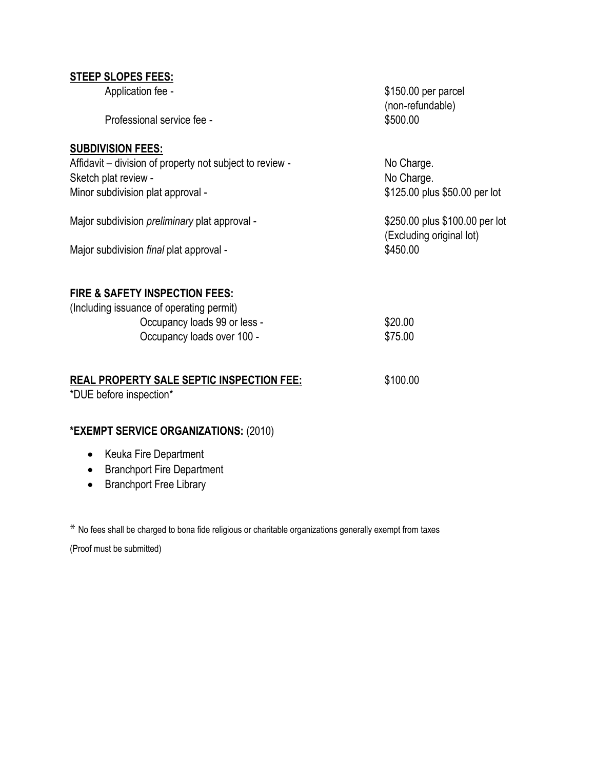**STEEP SLOPES FEES:**

| | |
|---|---|
| Application fee - | $150.00 per parcel (non-refundable) |
| Professional service fee - | $500.00 |

**SUBDIVISION FEES:**

| | |
|---|---|
| Affidavit – division of property not subject to review - | No Charge. |
| Sketch plat review - | No Charge. |
| Minor subdivision plat approval - | $125.00 plus $50.00 per lot |
| Major subdivision *preliminary* plat approval - | $250.00 plus $100.00 per lot (Excluding original lot) |
| Major subdivision *final* plat approval - | $450.00 |

**FIRE & SAFETY INSPECTION FEES:**

(Including issuance of operating permit)

| | |
|---|---|
| Occupancy loads 99 or less - | $20.00 |
| Occupancy loads over 100 - | $75.00 |

**REAL PROPERTY SALE SEPTIC INSPECTION FEE:** $100.00

*DUE before inspection*

**\*EXEMPT SERVICE ORGANIZATIONS:** (2010)

- Keuka Fire Department
- Branchport Fire Department
- Branchport Free Library

* No fees shall be charged to bona fide religious or charitable organizations generally exempt from taxes

(Proof must be submitted)